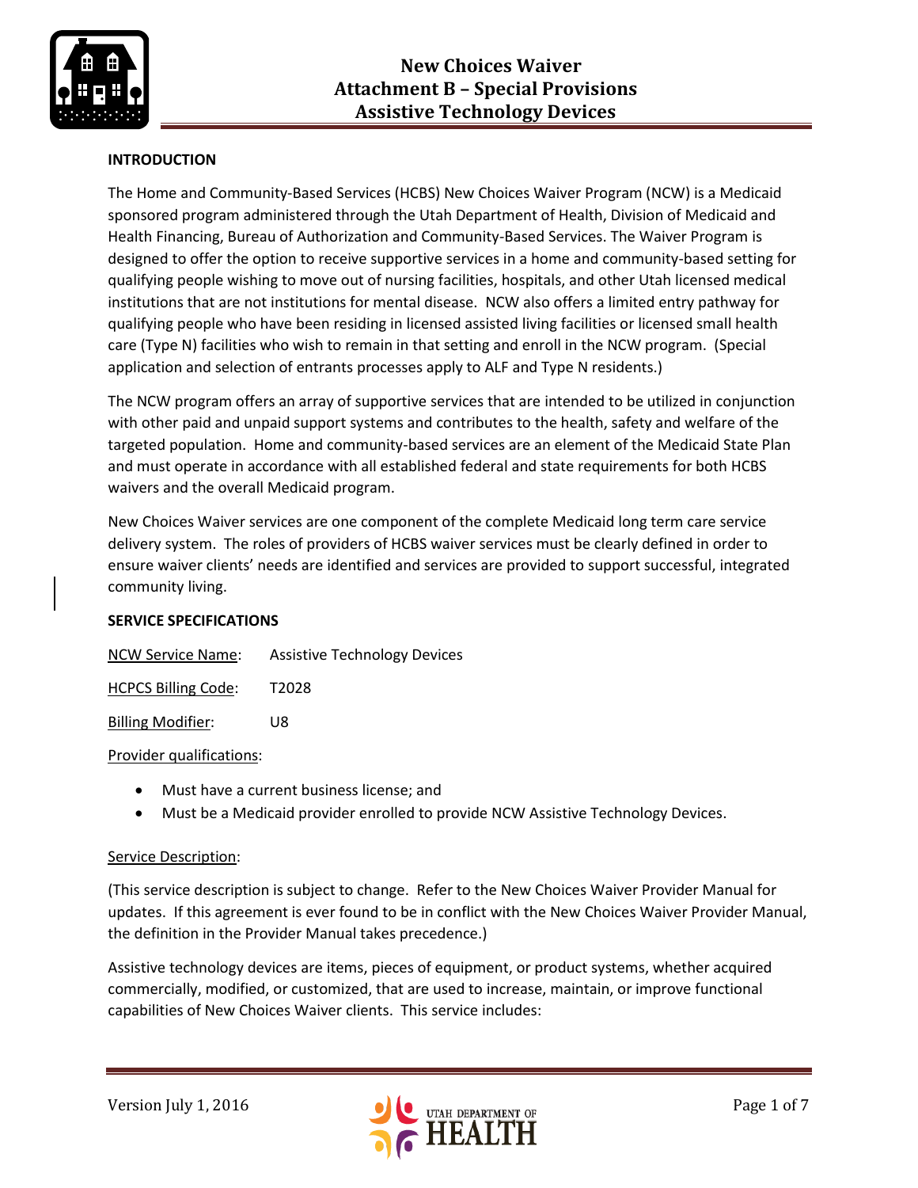# New Choices Waiver
## Attachment B – Special Provisions
## Assistive Technology Devices

**INTRODUCTION**

The Home and Community-Based Services (HCBS) New Choices Waiver Program (NCW) is a Medicaid sponsored program administered through the Utah Department of Health, Division of Medicaid and Health Financing, Bureau of Authorization and Community-Based Services. The Waiver Program is designed to offer the option to receive supportive services in a home and community-based setting for qualifying people wishing to move out of nursing facilities, hospitals, and other Utah licensed medical institutions that are not institutions for mental disease. NCW also offers a limited entry pathway for qualifying people who have been residing in licensed assisted living facilities or licensed small health care (Type N) facilities who wish to remain in that setting and enroll in the NCW program. (Special application and selection of entrants processes apply to ALF and Type N residents.)

The NCW program offers an array of supportive services that are intended to be utilized in conjunction with other paid and unpaid support systems and contributes to the health, safety and welfare of the targeted population. Home and community-based services are an element of the Medicaid State Plan and must operate in accordance with all established federal and state requirements for both HCBS waivers and the overall Medicaid program.

New Choices Waiver services are one component of the complete Medicaid long term care service delivery system. The roles of providers of HCBS waiver services must be clearly defined in order to ensure waiver clients' needs are identified and services are provided to support successful, integrated community living.

**SERVICE SPECIFICATIONS**

NCW Service Name: Assistive Technology Devices

HCPCS Billing Code: T2028

Billing Modifier: U8

Provider qualifications:

- Must have a current business license; and
- Must be a Medicaid provider enrolled to provide NCW Assistive Technology Devices.

Service Description:

(This service description is subject to change. Refer to the New Choices Waiver Provider Manual for updates. If this agreement is ever found to be in conflict with the New Choices Waiver Provider Manual, the definition in the Provider Manual takes precedence.)

Assistive technology devices are items, pieces of equipment, or product systems, whether acquired commercially, modified, or customized, that are used to increase, maintain, or improve functional capabilities of New Choices Waiver clients. This service includes: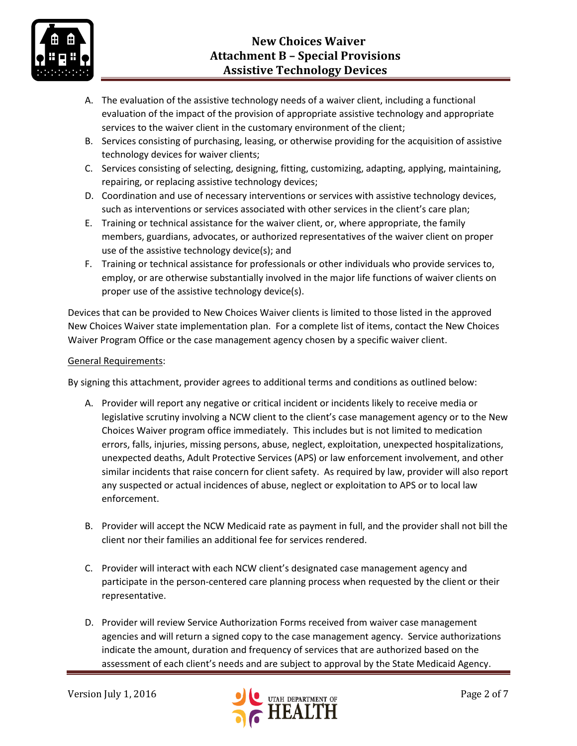A. The evaluation of the assistive technology needs of a waiver client, including a functional evaluation of the impact of the provision of appropriate assistive technology and appropriate services to the waiver client in the customary environment of the client;
B. Services consisting of purchasing, leasing, or otherwise providing for the acquisition of assistive technology devices for waiver clients;
C. Services consisting of selecting, designing, fitting, customizing, adapting, applying, maintaining, repairing, or replacing assistive technology devices;
D. Coordination and use of necessary interventions or services with assistive technology devices, such as interventions or services associated with other services in the client's care plan;
E. Training or technical assistance for the waiver client, or, where appropriate, the family members, guardians, advocates, or authorized representatives of the waiver client on proper use of the assistive technology device(s); and
F. Training or technical assistance for professionals or other individuals who provide services to, employ, or are otherwise substantially involved in the major life functions of waiver clients on proper use of the assistive technology device(s).

Devices that can be provided to New Choices Waiver clients is limited to those listed in the approved New Choices Waiver state implementation plan. For a complete list of items, contact the New Choices Waiver Program Office or the case management agency chosen by a specific waiver client.

<u>General Requirements</u>:

By signing this attachment, provider agrees to additional terms and conditions as outlined below:

A. Provider will report any negative or critical incident or incidents likely to receive media or legislative scrutiny involving a NCW client to the client's case management agency or to the New Choices Waiver program office immediately. This includes but is not limited to medication errors, falls, injuries, missing persons, abuse, neglect, exploitation, unexpected hospitalizations, unexpected deaths, Adult Protective Services (APS) or law enforcement involvement, and other similar incidents that raise concern for client safety. As required by law, provider will also report any suspected or actual incidences of abuse, neglect or exploitation to APS or to local law enforcement.

B. Provider will accept the NCW Medicaid rate as payment in full, and the provider shall not bill the client nor their families an additional fee for services rendered.

C. Provider will interact with each NCW client's designated case management agency and participate in the person-centered care planning process when requested by the client or their representative.

D. Provider will review Service Authorization Forms received from waiver case management agencies and will return a signed copy to the case management agency. Service authorizations indicate the amount, duration and frequency of services that are authorized based on the assessment of each client's needs and are subject to approval by the State Medicaid Agency.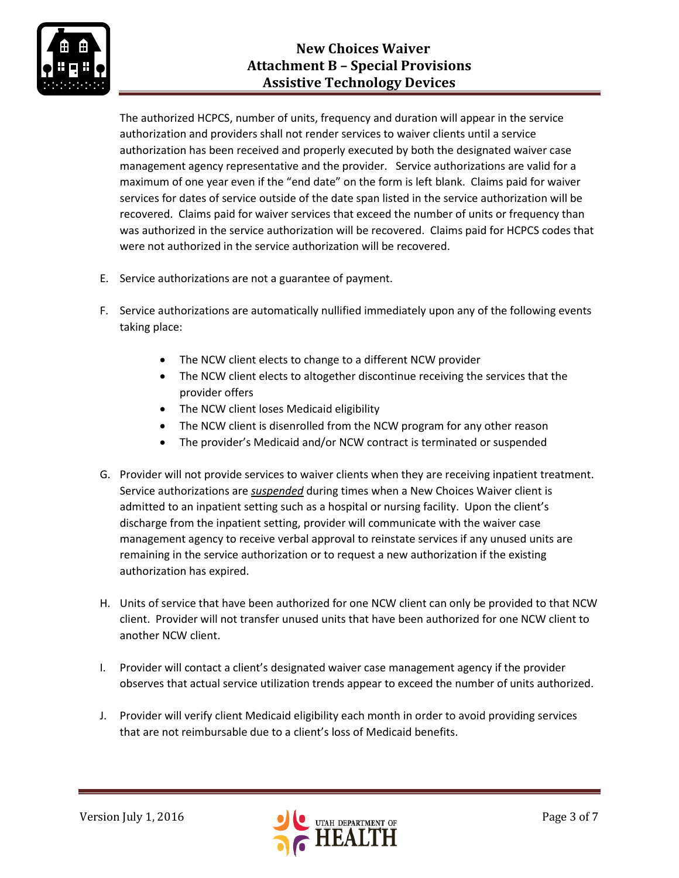The authorized HCPCS, number of units, frequency and duration will appear in the service authorization and providers shall not render services to waiver clients until a service authorization has been received and properly executed by both the designated waiver case management agency representative and the provider. Service authorizations are valid for a maximum of one year even if the "end date" on the form is left blank. Claims paid for waiver services for dates of service outside of the date span listed in the service authorization will be recovered. Claims paid for waiver services that exceed the number of units or frequency than was authorized in the service authorization will be recovered. Claims paid for HCPCS codes that were not authorized in the service authorization will be recovered.

E. Service authorizations are not a guarantee of payment.

F. Service authorizations are automatically nullified immediately upon any of the following events taking place:

   - The NCW client elects to change to a different NCW provider
   - The NCW client elects to altogether discontinue receiving the services that the provider offers
   - The NCW client loses Medicaid eligibility
   - The NCW client is disenrolled from the NCW program for any other reason
   - The provider's Medicaid and/or NCW contract is terminated or suspended

G. Provider will not provide services to waiver clients when they are receiving inpatient treatment. Service authorizations are ***suspended*** during times when a New Choices Waiver client is admitted to an inpatient setting such as a hospital or nursing facility. Upon the client's discharge from the inpatient setting, provider will communicate with the waiver case management agency to receive verbal approval to reinstate services if any unused units are remaining in the service authorization or to request a new authorization if the existing authorization has expired.

H. Units of service that have been authorized for one NCW client can only be provided to that NCW client. Provider will not transfer unused units that have been authorized for one NCW client to another NCW client.

I. Provider will contact a client's designated waiver case management agency if the provider observes that actual service utilization trends appear to exceed the number of units authorized.

J. Provider will verify client Medicaid eligibility each month in order to avoid providing services that are not reimbursable due to a client's loss of Medicaid benefits.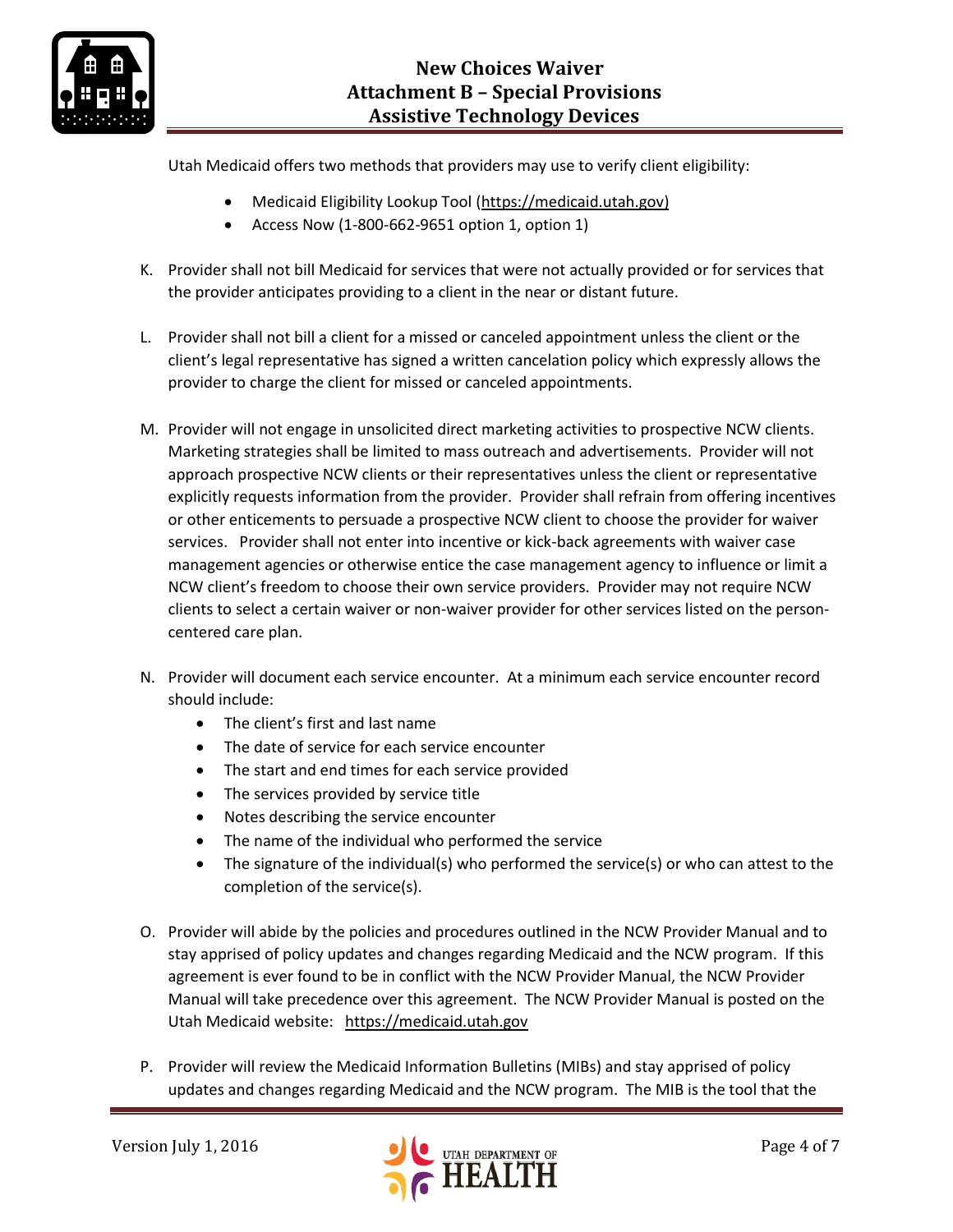Utah Medicaid offers two methods that providers may use to verify client eligibility:

- Medicaid Eligibility Lookup Tool (https://medicaid.utah.gov)
- Access Now (1-800-662-9651 option 1, option 1)

K. Provider shall not bill Medicaid for services that were not actually provided or for services that the provider anticipates providing to a client in the near or distant future.

L. Provider shall not bill a client for a missed or canceled appointment unless the client or the client's legal representative has signed a written cancelation policy which expressly allows the provider to charge the client for missed or canceled appointments.

M. Provider will not engage in unsolicited direct marketing activities to prospective NCW clients. Marketing strategies shall be limited to mass outreach and advertisements. Provider will not approach prospective NCW clients or their representatives unless the client or representative explicitly requests information from the provider. Provider shall refrain from offering incentives or other enticements to persuade a prospective NCW client to choose the provider for waiver services. Provider shall not enter into incentive or kick-back agreements with waiver case management agencies or otherwise entice the case management agency to influence or limit a NCW client's freedom to choose their own service providers. Provider may not require NCW clients to select a certain waiver or non-waiver provider for other services listed on the person-centered care plan.

N. Provider will document each service encounter. At a minimum each service encounter record should include:
   - The client's first and last name
   - The date of service for each service encounter
   - The start and end times for each service provided
   - The services provided by service title
   - Notes describing the service encounter
   - The name of the individual who performed the service
   - The signature of the individual(s) who performed the service(s) or who can attest to the completion of the service(s).

O. Provider will abide by the policies and procedures outlined in the NCW Provider Manual and to stay apprised of policy updates and changes regarding Medicaid and the NCW program. If this agreement is ever found to be in conflict with the NCW Provider Manual, the NCW Provider Manual will take precedence over this agreement. The NCW Provider Manual is posted on the Utah Medicaid website: https://medicaid.utah.gov

P. Provider will review the Medicaid Information Bulletins (MIBs) and stay apprised of policy updates and changes regarding Medicaid and the NCW program. The MIB is the tool that the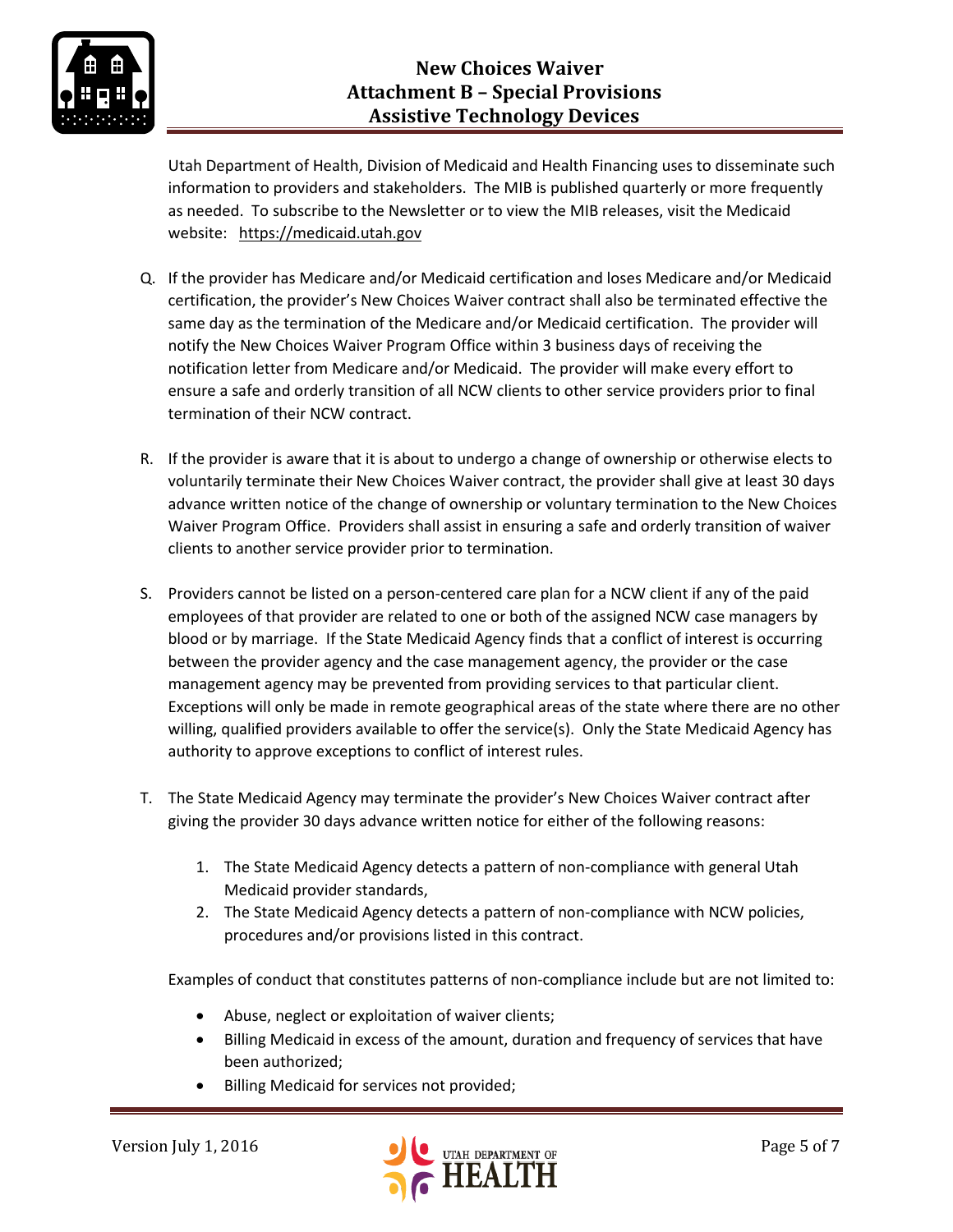Utah Department of Health, Division of Medicaid and Health Financing uses to disseminate such information to providers and stakeholders. The MIB is published quarterly or more frequently as needed. To subscribe to the Newsletter or to view the MIB releases, visit the Medicaid website: https://medicaid.utah.gov

Q. If the provider has Medicare and/or Medicaid certification and loses Medicare and/or Medicaid certification, the provider's New Choices Waiver contract shall also be terminated effective the same day as the termination of the Medicare and/or Medicaid certification. The provider will notify the New Choices Waiver Program Office within 3 business days of receiving the notification letter from Medicare and/or Medicaid. The provider will make every effort to ensure a safe and orderly transition of all NCW clients to other service providers prior to final termination of their NCW contract.

R. If the provider is aware that it is about to undergo a change of ownership or otherwise elects to voluntarily terminate their New Choices Waiver contract, the provider shall give at least 30 days advance written notice of the change of ownership or voluntary termination to the New Choices Waiver Program Office. Providers shall assist in ensuring a safe and orderly transition of waiver clients to another service provider prior to termination.

S. Providers cannot be listed on a person-centered care plan for a NCW client if any of the paid employees of that provider are related to one or both of the assigned NCW case managers by blood or by marriage. If the State Medicaid Agency finds that a conflict of interest is occurring between the provider agency and the case management agency, the provider or the case management agency may be prevented from providing services to that particular client. Exceptions will only be made in remote geographical areas of the state where there are no other willing, qualified providers available to offer the service(s). Only the State Medicaid Agency has authority to approve exceptions to conflict of interest rules.

T. The State Medicaid Agency may terminate the provider's New Choices Waiver contract after giving the provider 30 days advance written notice for either of the following reasons:

   1. The State Medicaid Agency detects a pattern of non-compliance with general Utah Medicaid provider standards,
   2. The State Medicaid Agency detects a pattern of non-compliance with NCW policies, procedures and/or provisions listed in this contract.

   Examples of conduct that constitutes patterns of non-compliance include but are not limited to:

   - Abuse, neglect or exploitation of waiver clients;
   - Billing Medicaid in excess of the amount, duration and frequency of services that have been authorized;
   - Billing Medicaid for services not provided;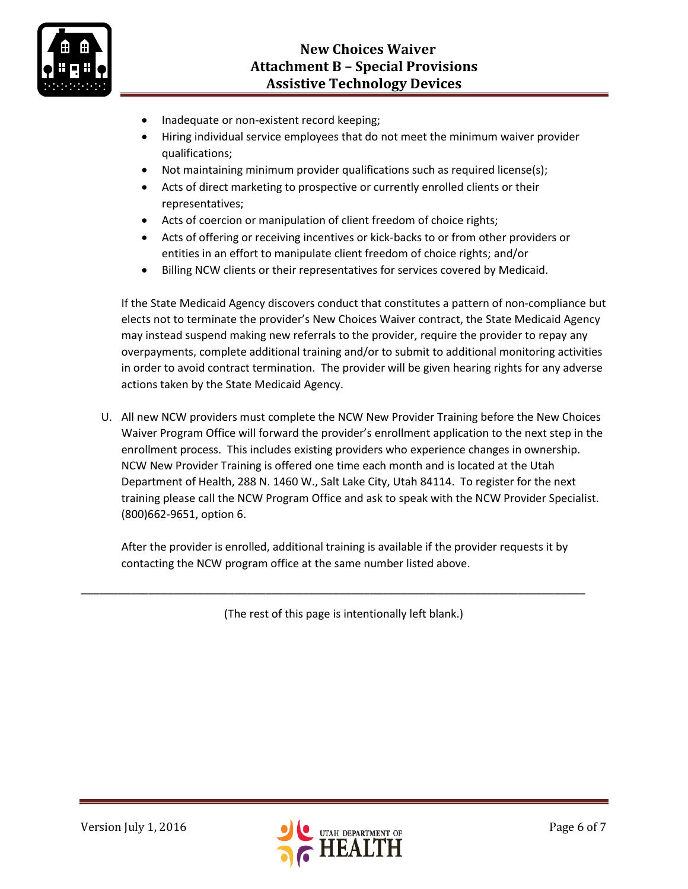- Inadequate or non-existent record keeping;
- Hiring individual service employees that do not meet the minimum waiver provider qualifications;
- Not maintaining minimum provider qualifications such as required license(s);
- Acts of direct marketing to prospective or currently enrolled clients or their representatives;
- Acts of coercion or manipulation of client freedom of choice rights;
- Acts of offering or receiving incentives or kick-backs to or from other providers or entities in an effort to manipulate client freedom of choice rights; and/or
- Billing NCW clients or their representatives for services covered by Medicaid.

If the State Medicaid Agency discovers conduct that constitutes a pattern of non-compliance but elects not to terminate the provider's New Choices Waiver contract, the State Medicaid Agency may instead suspend making new referrals to the provider, require the provider to repay any overpayments, complete additional training and/or to submit to additional monitoring activities in order to avoid contract termination. The provider will be given hearing rights for any adverse actions taken by the State Medicaid Agency.

U. All new NCW providers must complete the NCW New Provider Training before the New Choices Waiver Program Office will forward the provider's enrollment application to the next step in the enrollment process. This includes existing providers who experience changes in ownership. NCW New Provider Training is offered one time each month and is located at the Utah Department of Health, 288 N. 1460 W., Salt Lake City, Utah 84114. To register for the next training please call the NCW Program Office and ask to speak with the NCW Provider Specialist. (800)662-9651, option 6.

After the provider is enrolled, additional training is available if the provider requests it by contacting the NCW program office at the same number listed above.

---

(The rest of this page is intentionally left blank.)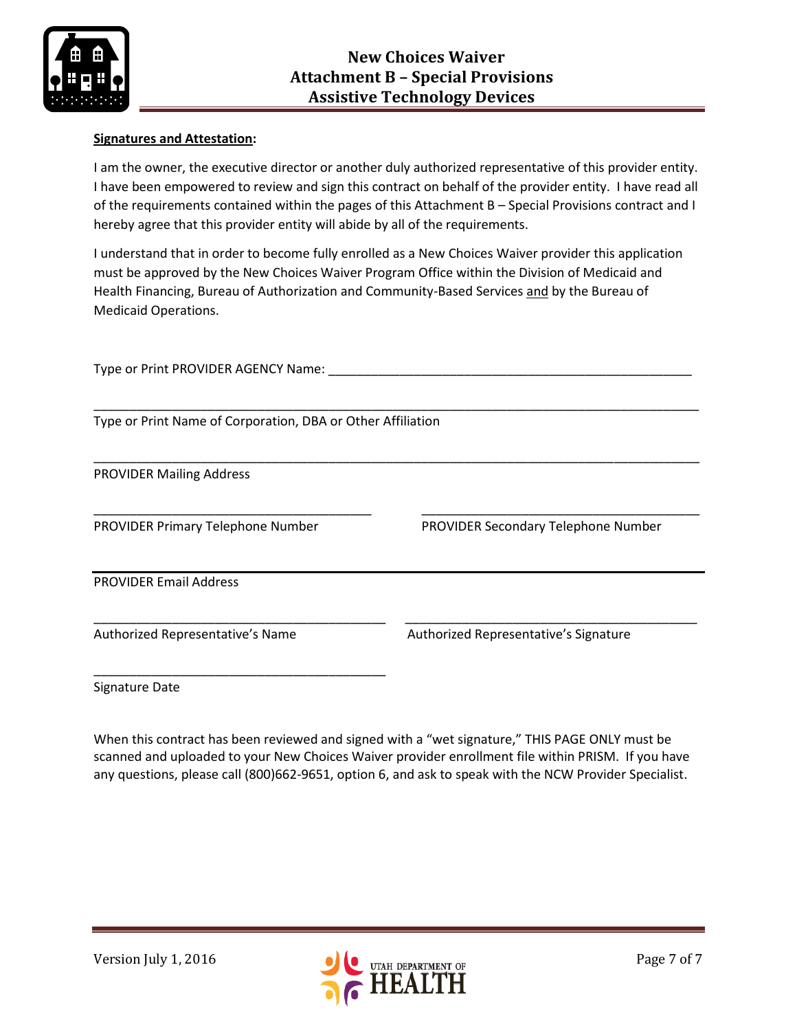**Signatures and Attestation:**

I am the owner, the executive director or another duly authorized representative of this provider entity. I have been empowered to review and sign this contract on behalf of the provider entity. I have read all of the requirements contained within the pages of this Attachment B – Special Provisions contract and I hereby agree that this provider entity will abide by all of the requirements.

I understand that in order to become fully enrolled as a New Choices Waiver provider this application must be approved by the New Choices Waiver Program Office within the Division of Medicaid and Health Financing, Bureau of Authorization and Community-Based Services and by the Bureau of Medicaid Operations.

Type or Print PROVIDER AGENCY Name: ______________________________________________________

_____________________________________________________________________________________

Type or Print Name of Corporation, DBA or Other Affiliation

_____________________________________________________________________________________

PROVIDER Mailing Address

_________________________________________ _________________________________________

PROVIDER Primary Telephone Number PROVIDER Secondary Telephone Number

_____________________________________________________________________________________

PROVIDER Email Address

_________________________________________ _________________________________________

Authorized Representative's Name Authorized Representative's Signature

_________________________________________

Signature Date

When this contract has been reviewed and signed with a "wet signature," THIS PAGE ONLY must be scanned and uploaded to your New Choices Waiver provider enrollment file within PRISM. If you have any questions, please call (800)662-9651, option 6, and ask to speak with the NCW Provider Specialist.